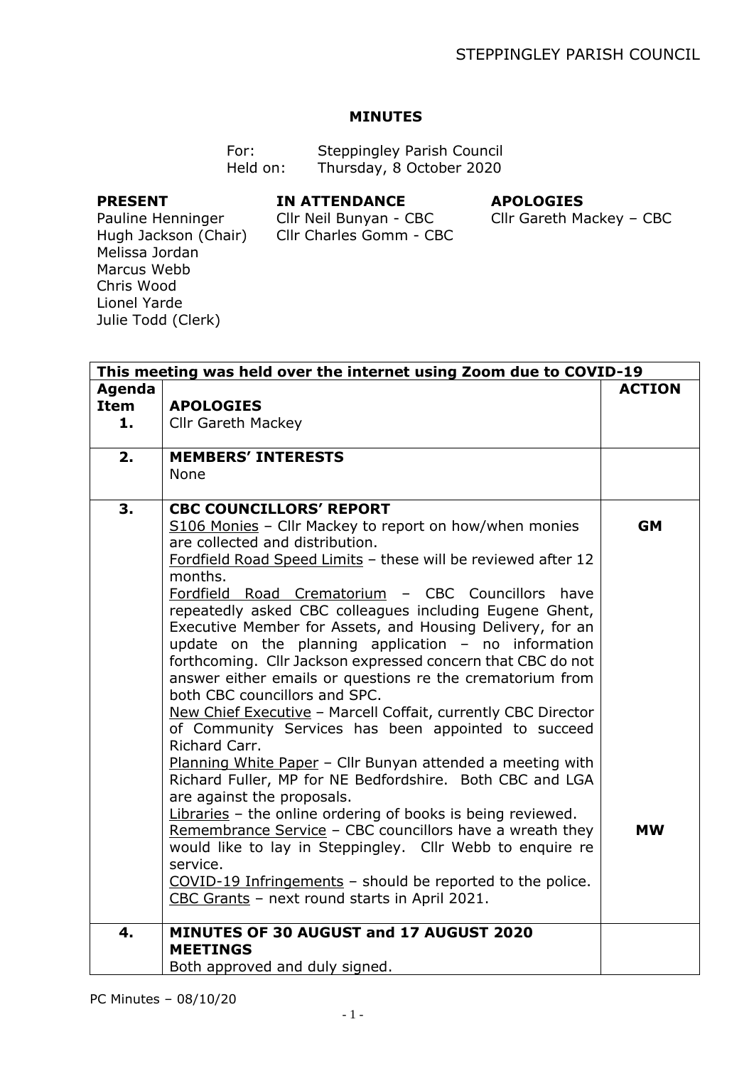# MINUTES

For: Steppingley Parish Council
Held on: Thursday, 8 October 2020

| PRESENT | IN ATTENDANCE | APOLOGIES |
|---|---|---|
| Pauline Henninger | Cllr Neil Bunyan - CBC | Cllr Gareth Mackey – CBC |
| Hugh Jackson (Chair) | Cllr Charles Gomm - CBC | |
| Melissa Jordan | | |
| Marcus Webb | | |
| Chris Wood | | |
| Lionel Yarde | | |
| Julie Todd (Clerk) | | |

| This meeting was held over the internet using Zoom due to COVID-19 | | |
|---|---|---|
| **Agenda Item 1.** | **APOLOGIES**<br>Cllr Gareth Mackey | **ACTION** |
| **2.** | **MEMBERS' INTERESTS**<br>None | |
| **3.** | **CBC COUNCILLORS' REPORT**<br>S106 Monies – Cllr Mackey to report on how/when monies are collected and distribution.<br>Fordfield Road Speed Limits – these will be reviewed after 12 months.<br>Fordfield Road Crematorium – CBC Councillors have repeatedly asked CBC colleagues including Eugene Ghent, Executive Member for Assets, and Housing Delivery, for an update on the planning application – no information forthcoming. Cllr Jackson expressed concern that CBC do not answer either emails or questions re the crematorium from both CBC councillors and SPC.<br>New Chief Executive – Marcell Coffait, currently CBC Director of Community Services has been appointed to succeed Richard Carr.<br>Planning White Paper – Cllr Bunyan attended a meeting with Richard Fuller, MP for NE Bedfordshire. Both CBC and LGA are against the proposals.<br>Libraries – the online ordering of books is being reviewed.<br>Remembrance Service – CBC councillors have a wreath they would like to lay in Steppingley. Cllr Webb to enquire re service.<br>COVID-19 Infringements – should be reported to the police.<br>CBC Grants – next round starts in April 2021. | **GM**<br><br><br><br><br><br><br><br><br><br><br><br><br><br><br>**MW** |
| **4.** | **MINUTES OF 30 AUGUST and 17 AUGUST 2020 MEETINGS**<br>Both approved and duly signed. | |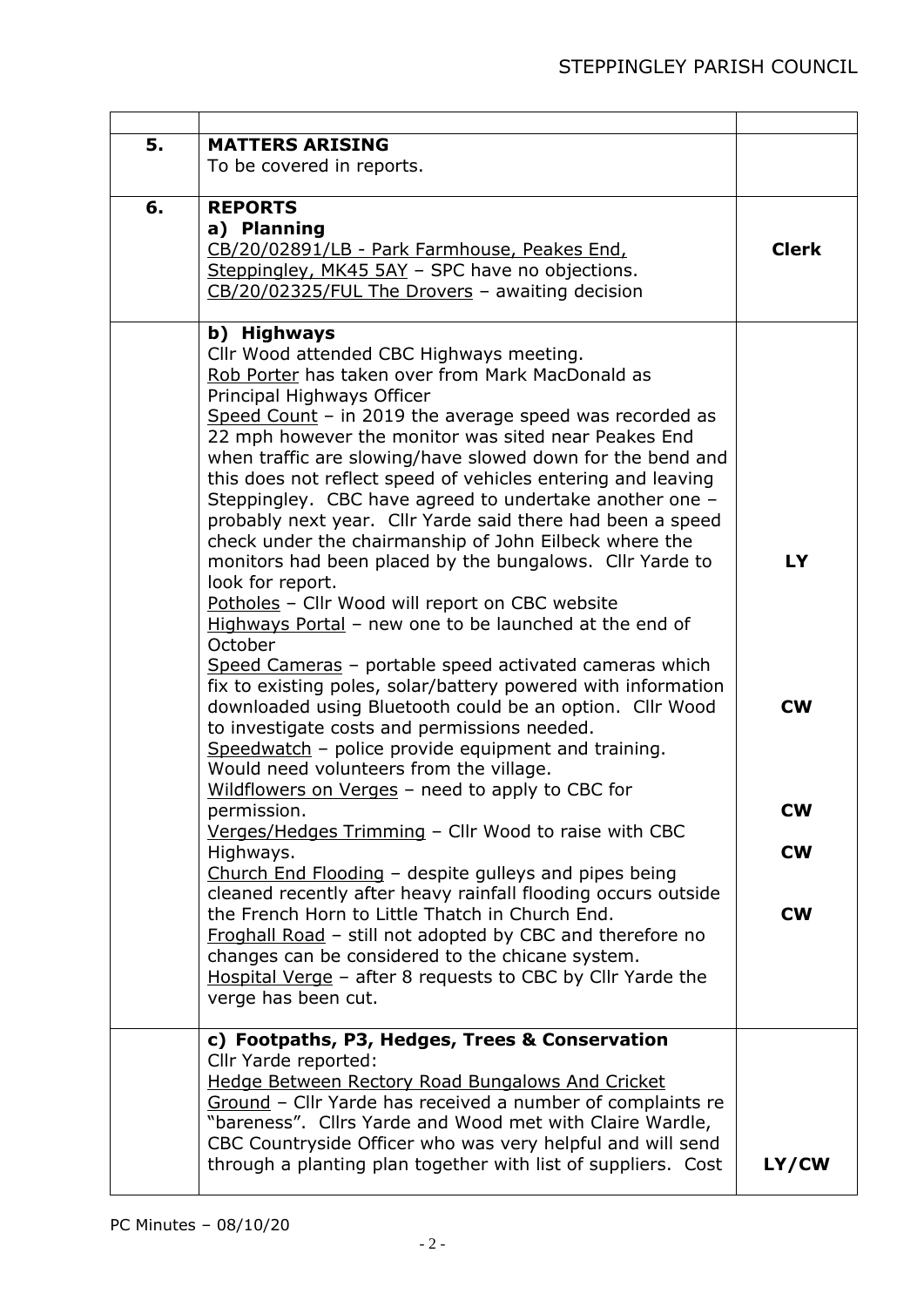| | | |
|---|---|---|
| **5.** | **MATTERS ARISING**<br>To be covered in reports. | |
| **6.** | **REPORTS**<br>**a) Planning**<br>CB/20/02891/LB - Park Farmhouse, Peakes End, Steppingley, MK45 5AY – SPC have no objections.<br>CB/20/02325/FUL The Drovers – awaiting decision | **Clerk** |
| | **b) Highways**<br>Cllr Wood attended CBC Highways meeting.<br>Rob Porter has taken over from Mark MacDonald as Principal Highways Officer<br>Speed Count – in 2019 the average speed was recorded as 22 mph however the monitor was sited near Peakes End when traffic are slowing/have slowed down for the bend and this does not reflect speed of vehicles entering and leaving Steppingley. CBC have agreed to undertake another one – probably next year. Cllr Yarde said there had been a speed check under the chairmanship of John Eilbeck where the monitors had been placed by the bungalows. Cllr Yarde to look for report.<br>Potholes – Cllr Wood will report on CBC website<br>Highways Portal – new one to be launched at the end of October<br>Speed Cameras – portable speed activated cameras which fix to existing poles, solar/battery powered with information downloaded using Bluetooth could be an option. Cllr Wood to investigate costs and permissions needed.<br>Speedwatch – police provide equipment and training. Would need volunteers from the village.<br>Wildflowers on Verges – need to apply to CBC for permission.<br>Verges/Hedges Trimming – Cllr Wood to raise with CBC Highways.<br>Church End Flooding – despite gulleys and pipes being cleaned recently after heavy rainfall flooding occurs outside the French Horn to Little Thatch in Church End.<br>Froghall Road – still not adopted by CBC and therefore no changes can be considered to the chicane system.<br>Hospital Verge – after 8 requests to CBC by Cllr Yarde the verge has been cut. | **LY**<br><br>**CW**<br><br>**CW**<br><br>**CW**<br><br>**CW** |
| | **c) Footpaths, P3, Hedges, Trees & Conservation**<br>Cllr Yarde reported:<br>Hedge Between Rectory Road Bungalows And Cricket Ground – Cllr Yarde has received a number of complaints re "bareness". Cllrs Yarde and Wood met with Claire Wardle, CBC Countryside Officer who was very helpful and will send through a planting plan together with list of suppliers. Cost | **LY/CW** |

PC Minutes – 08/10/20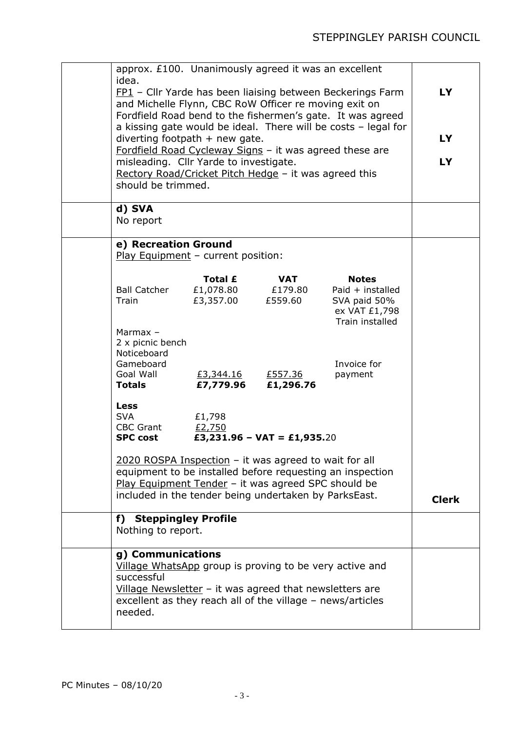| | | |
|---|---|---|
| | approx. £100. Unanimously agreed it was an excellent idea.<br>FP1 – Cllr Yarde has been liaising between Beckerings Farm and Michelle Flynn, CBC RoW Officer re moving exit on Fordfield Road bend to the fishermen's gate. It was agreed a kissing gate would be ideal. There will be costs – legal for diverting footpath + new gate.<br>Fordfield Road Cycleway Signs – it was agreed these are misleading. Cllr Yarde to investigate.<br>Rectory Road/Cricket Pitch Hedge – it was agreed this should be trimmed. | **LY**<br><br>**LY**<br><br>**LY** |
| | **d) SVA**<br>No report | |
| | **e) Recreation Ground**<br>Play Equipment – current position: | |
| | (see play equipment table below)<br><br>2020 ROSPA Inspection – it was agreed to wait for all equipment to be installed before requesting an inspection<br>Play Equipment Tender – it was agreed SPC should be included in the tender being undertaken by ParksEast. | **Clerk** |
| | **f) Steppingley Profile**<br>Nothing to report. | |
| | **g) Communications**<br>Village WhatsApp group is proving to be very active and successful<br>Village Newsletter – it was agreed that newsletters are excellent as they reach all of the village – news/articles needed. | |

Play equipment – current position:

| | Total £ | VAT | Notes |
|---|---|---|---|
| Ball Catcher | £1,078.80 | £179.80 | Paid + installed |
| Train | £3,357.00 | £559.60 | SVA paid 50% ex VAT £1,798 Train installed |
| Marmax – 2 x picnic bench, Noticeboard, Gameboard, Goal Wall | £3,344.16 | £557.36 | Invoice for payment |
| **Totals** | **£7,779.96** | **£1,296.76** | |
| **Less** | | | |
| SVA | £1,798 | | |
| CBC Grant | £2,750 | | |
| **SPC cost** | **£3,231.96 – VAT = £1,935.**20 | | |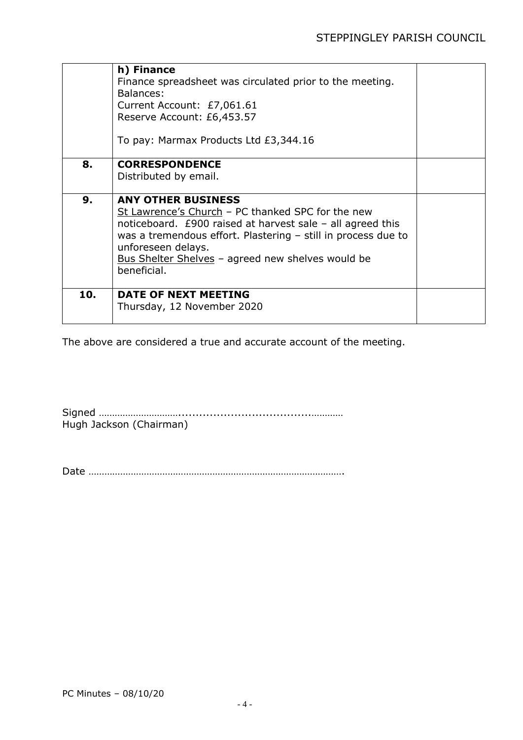| | | |
|---|---|---|
| | **h) Finance**<br>Finance spreadsheet was circulated prior to the meeting.<br>Balances:<br>Current Account: £7,061.61<br>Reserve Account: £6,453.57<br><br>To pay: Marmax Products Ltd £3,344.16 | |
| **8.** | **CORRESPONDENCE**<br>Distributed by email. | |
| **9.** | **ANY OTHER BUSINESS**<br><u>St Lawrence's Church</u> – PC thanked SPC for the new noticeboard. £900 raised at harvest sale – all agreed this was a tremendous effort. Plastering – still in process due to unforeseen delays.<br><u>Bus Shelter Shelves</u> – agreed new shelves would be beneficial. | |
| **10.** | **DATE OF NEXT MEETING**<br>Thursday, 12 November 2020 | |

The above are considered a true and accurate account of the meeting.

Signed ……………………….........................................…………
Hugh Jackson (Chairman)

Date …………………………………………………………………………………….

PC Minutes – 08/10/20